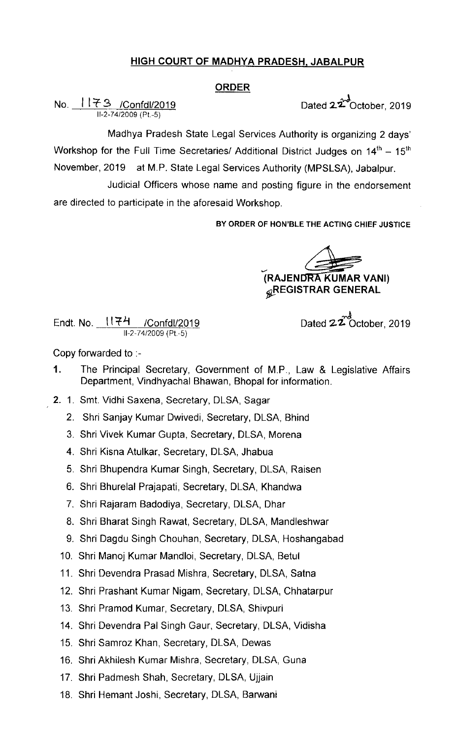## HIGH COURT OF MADHYA PRADESH, JABALPUR

### ORDER

No. 1173 /Confdl/2019
II-2-74/2009 (Pt.-5)

Dated 22nd October, 2019

Madhya Pradesh State Legal Services Authority is organizing 2 days' Workshop for the Full Time Secretaries/ Additional District Judges on 14th – 15th November, 2019 at M.P. State Legal Services Authority (MPSLSA), Jabalpur.

Judicial Officers whose name and posting figure in the endorsement are directed to participate in the aforesaid Workshop.

**BY ORDER OF HON'BLE THE ACTING CHIEF JUSTICE**

(RAJENDRA KUMAR VANI)
REGISTRAR GENERAL

Endt. No. 1174 /Confdl/2019
II-2-74/2009 (Pt.-5)

Dated 22nd October, 2019

Copy forwarded to :-

1. The Principal Secretary, Government of M.P., Law & Legislative Affairs Department, Vindhyachal Bhawan, Bhopal for information.

2.
   1. Smt. Vidhi Saxena, Secretary, DLSA, Sagar
   2. Shri Sanjay Kumar Dwivedi, Secretary, DLSA, Bhind
   3. Shri Vivek Kumar Gupta, Secretary, DLSA, Morena
   4. Shri Kisna Atulkar, Secretary, DLSA, Jhabua
   5. Shri Bhupendra Kumar Singh, Secretary, DLSA, Raisen
   6. Shri Bhurelal Prajapati, Secretary, DLSA, Khandwa
   7. Shri Rajaram Badodiya, Secretary, DLSA, Dhar
   8. Shri Bharat Singh Rawat, Secretary, DLSA, Mandleshwar
   9. Shri Dagdu Singh Chouhan, Secretary, DLSA, Hoshangabad
   10. Shri Manoj Kumar Mandloi, Secretary, DLSA, Betul
   11. Shri Devendra Prasad Mishra, Secretary, DLSA, Satna
   12. Shri Prashant Kumar Nigam, Secretary, DLSA, Chhatarpur
   13. Shri Pramod Kumar, Secretary, DLSA, Shivpuri
   14. Shri Devendra Pal Singh Gaur, Secretary, DLSA, Vidisha
   15. Shri Samroz Khan, Secretary, DLSA, Dewas
   16. Shri Akhilesh Kumar Mishra, Secretary, DLSA, Guna
   17. Shri Padmesh Shah, Secretary, DLSA, Ujjain
   18. Shri Hemant Joshi, Secretary, DLSA, Barwani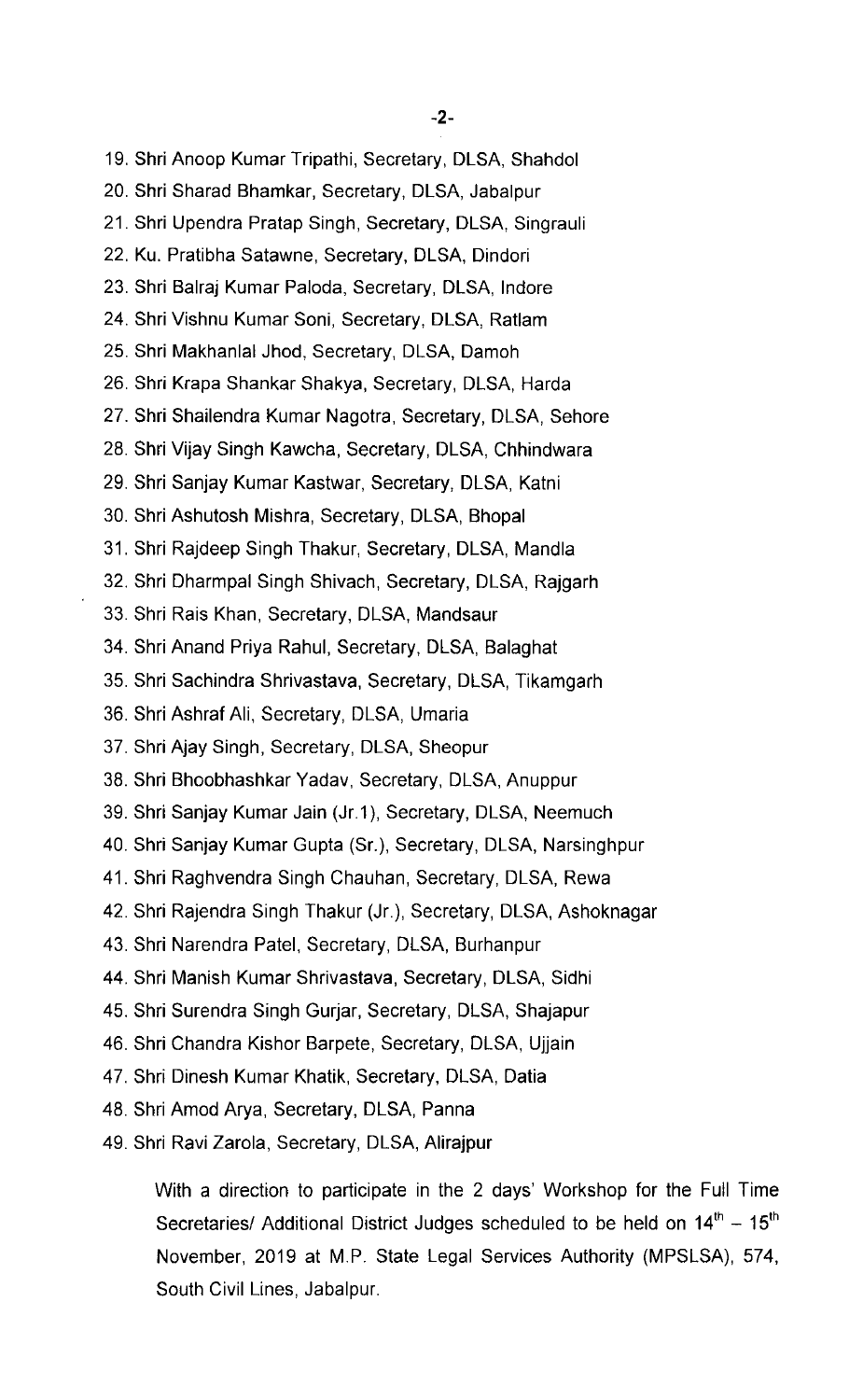19. Shri Anoop Kumar Tripathi, Secretary, DLSA, Shahdol
20. Shri Sharad Bhamkar, Secretary, DLSA, Jabalpur
21. Shri Upendra Pratap Singh, Secretary, DLSA, Singrauli
22. Ku. Pratibha Satawne, Secretary, DLSA, Dindori
23. Shri Balraj Kumar Paloda, Secretary, DLSA, Indore
24. Shri Vishnu Kumar Soni, Secretary, DLSA, Ratlam
25. Shri Makhanlal Jhod, Secretary, DLSA, Damoh
26. Shri Krapa Shankar Shakya, Secretary, DLSA, Harda
27. Shri Shailendra Kumar Nagotra, Secretary, DLSA, Sehore
28. Shri Vijay Singh Kawcha, Secretary, DLSA, Chhindwara
29. Shri Sanjay Kumar Kastwar, Secretary, DLSA, Katni
30. Shri Ashutosh Mishra, Secretary, DLSA, Bhopal
31. Shri Rajdeep Singh Thakur, Secretary, DLSA, Mandla
32. Shri Dharmpal Singh Shivach, Secretary, DLSA, Rajgarh
33. Shri Rais Khan, Secretary, DLSA, Mandsaur
34. Shri Anand Priya Rahul, Secretary, DLSA, Balaghat
35. Shri Sachindra Shrivastava, Secretary, DLSA, Tikamgarh
36. Shri Ashraf Ali, Secretary, DLSA, Umaria
37. Shri Ajay Singh, Secretary, DLSA, Sheopur
38. Shri Bhoobhashkar Yadav, Secretary, DLSA, Anuppur
39. Shri Sanjay Kumar Jain (Jr.1), Secretary, DLSA, Neemuch
40. Shri Sanjay Kumar Gupta (Sr.), Secretary, DLSA, Narsinghpur
41. Shri Raghvendra Singh Chauhan, Secretary, DLSA, Rewa
42. Shri Rajendra Singh Thakur (Jr.), Secretary, DLSA, Ashoknagar
43. Shri Narendra Patel, Secretary, DLSA, Burhanpur
44. Shri Manish Kumar Shrivastava, Secretary, DLSA, Sidhi
45. Shri Surendra Singh Gurjar, Secretary, DLSA, Shajapur
46. Shri Chandra Kishor Barpete, Secretary, DLSA, Ujjain
47. Shri Dinesh Kumar Khatik, Secretary, DLSA, Datia
48. Shri Amod Arya, Secretary, DLSA, Panna
49. Shri Ravi Zarola, Secretary, DLSA, Alirajpur

With a direction to participate in the 2 days' Workshop for the Full Time Secretaries/ Additional District Judges scheduled to be held on 14th – 15th November, 2019 at M.P. State Legal Services Authority (MPSLSA), 574, South Civil Lines, Jabalpur.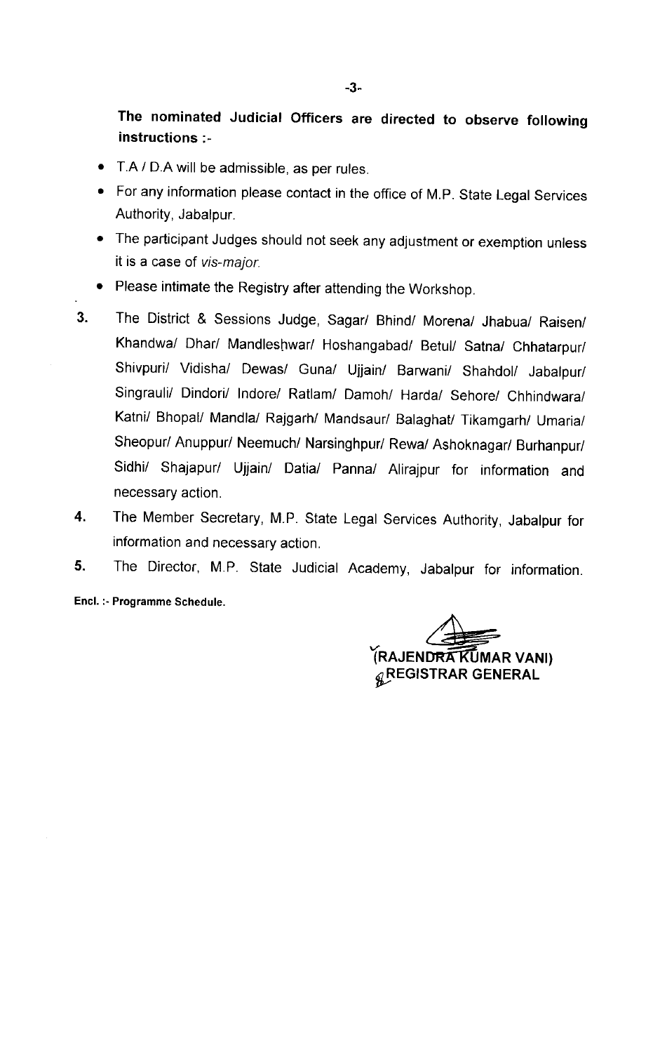**The nominated Judicial Officers are directed to observe following instructions :-**

- T.A / D.A will be admissible, as per rules.
- For any information please contact in the office of M.P. State Legal Services Authority, Jabalpur.
- The participant Judges should not seek any adjustment or exemption unless it is a case of *vis-major.*
- Please intimate the Registry after attending the Workshop.

3. The District & Sessions Judge, Sagar/ Bhind/ Morena/ Jhabua/ Raisen/ Khandwa/ Dhar/ Mandleshwar/ Hoshangabad/ Betul/ Satna/ Chhatarpur/ Shivpuri/ Vidisha/ Dewas/ Guna/ Ujjain/ Barwani/ Shahdol/ Jabalpur/ Singrauli/ Dindori/ Indore/ Ratlam/ Damoh/ Harda/ Sehore/ Chhindwara/ Katni/ Bhopal/ Mandla/ Rajgarh/ Mandsaur/ Balaghat/ Tikamgarh/ Umaria/ Sheopur/ Anuppur/ Neemuch/ Narsinghpur/ Rewa/ Ashoknagar/ Burhanpur/ Sidhi/ Shajapur/ Ujjain/ Datia/ Panna/ Alirajpur for information and necessary action.

4. The Member Secretary, M.P. State Legal Services Authority, Jabalpur for information and necessary action.

5. The Director, M.P. State Judicial Academy, Jabalpur for information.

**Encl. :- Programme Schedule.**

**(RAJENDRA KUMAR VANI)**
**REGISTRAR GENERAL**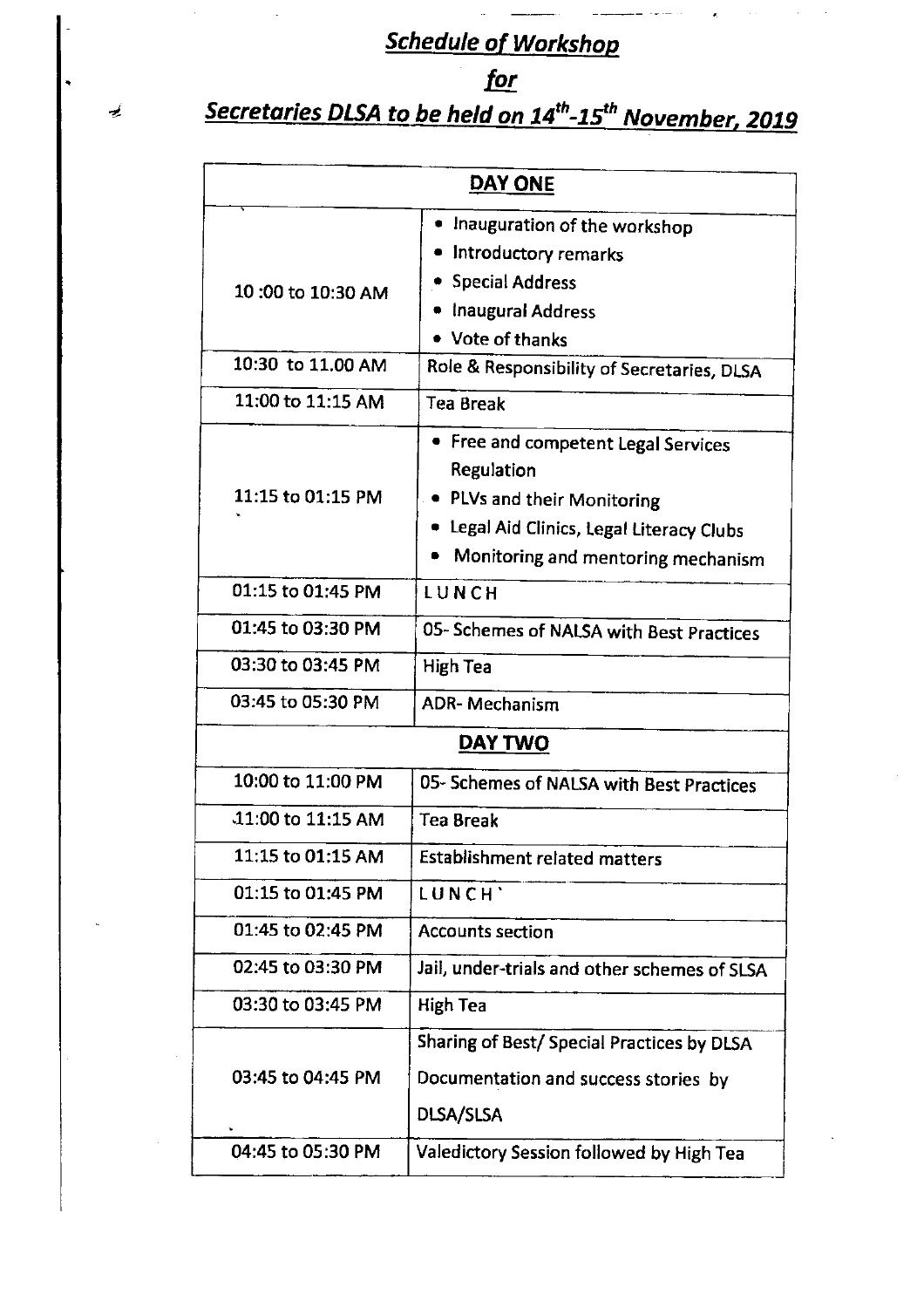# Schedule of Workshop

## for

## Secretaries DLSA to be held on 14th-15th November, 2019

| | |
|---|---|
| **DAY ONE** | |
| 10 :00 to 10:30 AM | • Inauguration of the workshop<br>• Introductory remarks<br>• Special Address<br>• Inaugural Address<br>• Vote of thanks |
| 10:30 to 11.00 AM | Role & Responsibility of Secretaries, DLSA |
| 11:00 to 11:15 AM | Tea Break |
| 11:15 to 01:15 PM | • Free and competent Legal Services Regulation<br>• PLVs and their Monitoring<br>• Legal Aid Clinics, Legal Literacy Clubs<br>• Monitoring and mentoring mechanism |
| 01:15 to 01:45 PM | LUNCH |
| 01:45 to 03:30 PM | 05- Schemes of NALSA with Best Practices |
| 03:30 to 03:45 PM | High Tea |
| 03:45 to 05:30 PM | ADR- Mechanism |
| **DAY TWO** | |
| 10:00 to 11:00 PM | 05- Schemes of NALSA with Best Practices |
| 11:00 to 11:15 AM | Tea Break |
| 11:15 to 01:15 AM | Establishment related matters |
| 01:15 to 01:45 PM | LUNCH |
| 01:45 to 02:45 PM | Accounts section |
| 02:45 to 03:30 PM | Jail, under-trials and other schemes of SLSA |
| 03:30 to 03:45 PM | High Tea |
| 03:45 to 04:45 PM | Sharing of Best/ Special Practices by DLSA<br>Documentation and success stories by DLSA/SLSA |
| 04:45 to 05:30 PM | Valedictory Session followed by High Tea |